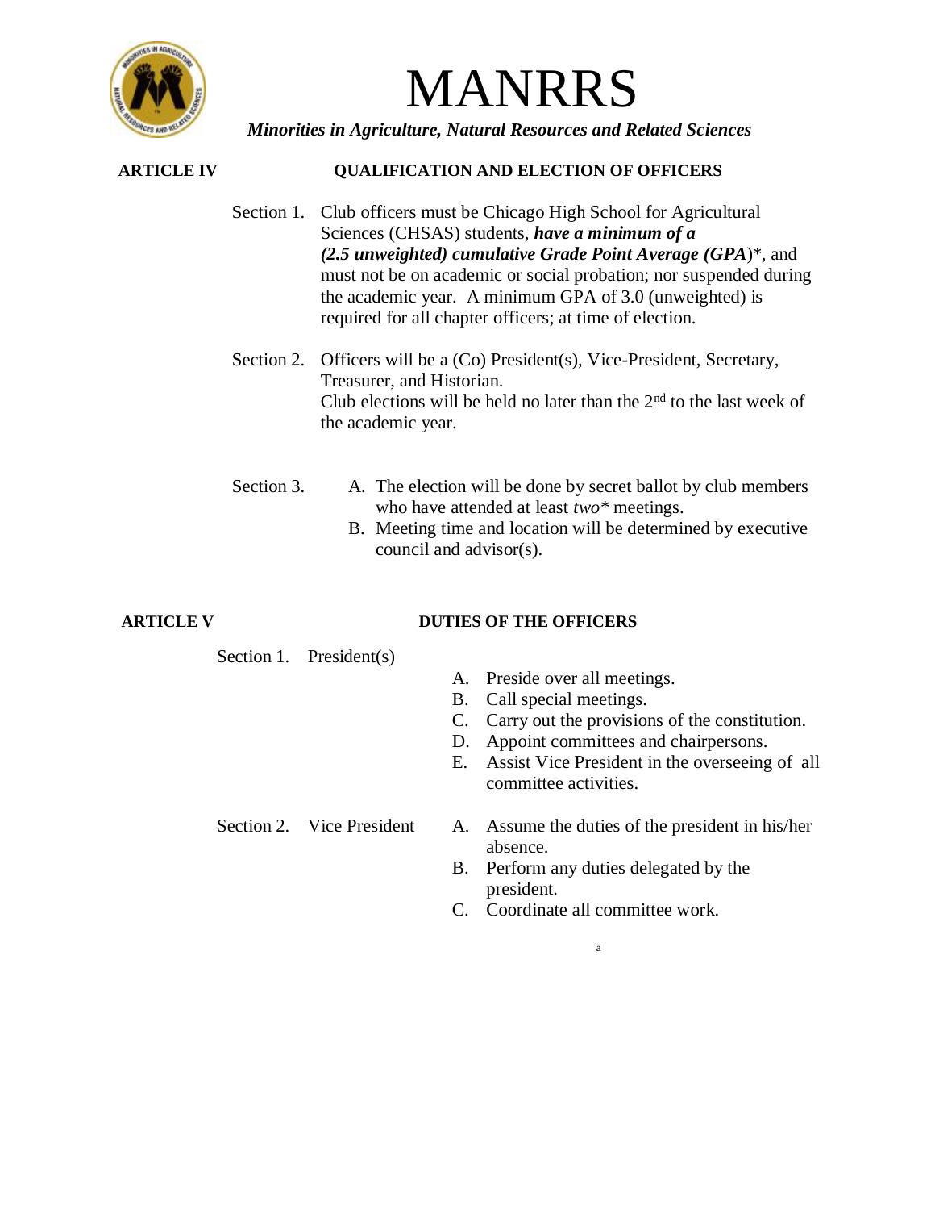# MANRRS

***Minorities in Agriculture, Natural Resources and Related Sciences***

## ARTICLE IV QUALIFICATION AND ELECTION OF OFFICERS

Section 1. Club officers must be Chicago High School for Agricultural Sciences (CHSAS) students, ***have a minimum of a (2.5 unweighted) cumulative Grade Point Average (GPA)****, and must not be on academic or social probation; nor suspended during the academic year. A minimum GPA of 3.0 (unweighted) is required for all chapter officers; at time of election.

Section 2. Officers will be a (Co) President(s), Vice-President, Secretary, Treasurer, and Historian.
Club elections will be held no later than the 2nd to the last week of the academic year.

Section 3.

A. The election will be done by secret ballot by club members who have attended at least *two** meetings.
B. Meeting time and location will be determined by executive council and advisor(s).

## ARTICLE V DUTIES OF THE OFFICERS

Section 1. President(s)

A. Preside over all meetings.
B. Call special meetings.
C. Carry out the provisions of the constitution.
D. Appoint committees and chairpersons.
E. Assist Vice President in the overseeing of all committee activities.

Section 2. Vice President

A. Assume the duties of the president in his/her absence.
B. Perform any duties delegated by the president.
C. Coordinate all committee work.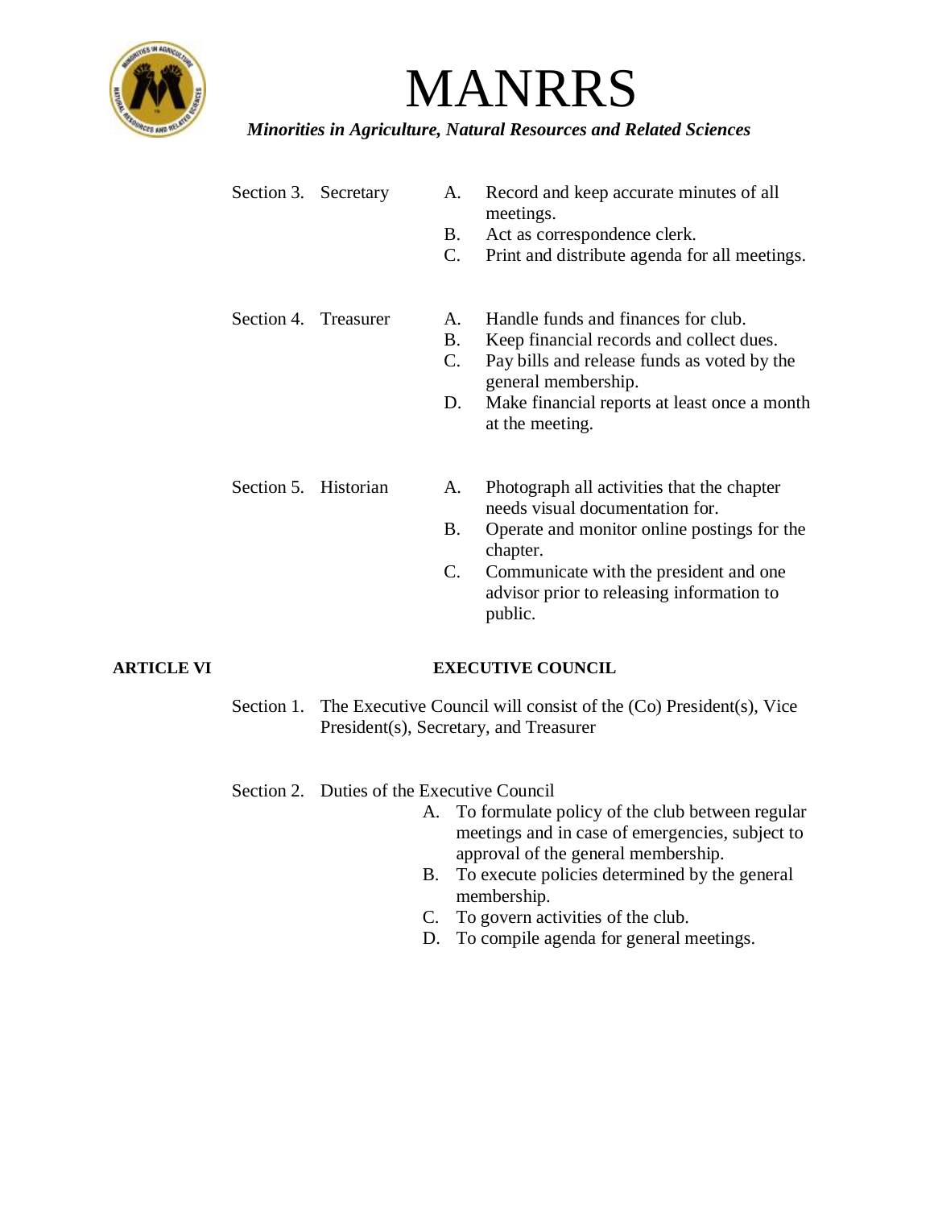Section 3. Secretary

A. Record and keep accurate minutes of all meetings.
B. Act as correspondence clerk.
C. Print and distribute agenda for all meetings.

Section 4. Treasurer

A. Handle funds and finances for club.
B. Keep financial records and collect dues.
C. Pay bills and release funds as voted by the general membership.
D. Make financial reports at least once a month at the meeting.

Section 5. Historian

A. Photograph all activities that the chapter needs visual documentation for.
B. Operate and monitor online postings for the chapter.
C. Communicate with the president and one advisor prior to releasing information to public.

## ARTICLE VI EXECUTIVE COUNCIL

Section 1. The Executive Council will consist of the (Co) President(s), Vice President(s), Secretary, and Treasurer

Section 2. Duties of the Executive Council

A. To formulate policy of the club between regular meetings and in case of emergencies, subject to approval of the general membership.
B. To execute policies determined by the general membership.
C. To govern activities of the club.
D. To compile agenda for general meetings.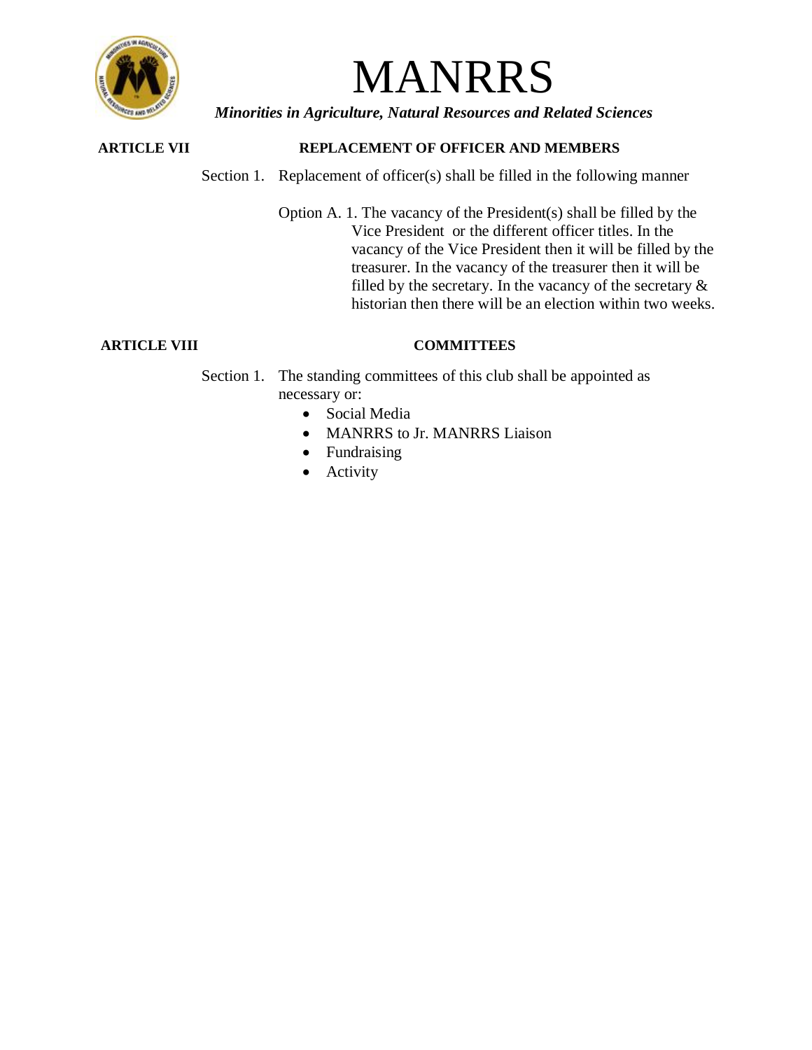**ARTICLE VII — REPLACEMENT OF OFFICER AND MEMBERS**

Section 1. Replacement of officer(s) shall be filled in the following manner

Option A. 1. The vacancy of the President(s) shall be filled by the Vice President or the different officer titles. In the vacancy of the Vice President then it will be filled by the treasurer. In the vacancy of the treasurer then it will be filled by the secretary. In the vacancy of the secretary & historian then there will be an election within two weeks.

**ARTICLE VIII — COMMITTEES**

Section 1. The standing committees of this club shall be appointed as necessary or:

- Social Media
- MANRRS to Jr. MANRRS Liaison
- Fundraising
- Activity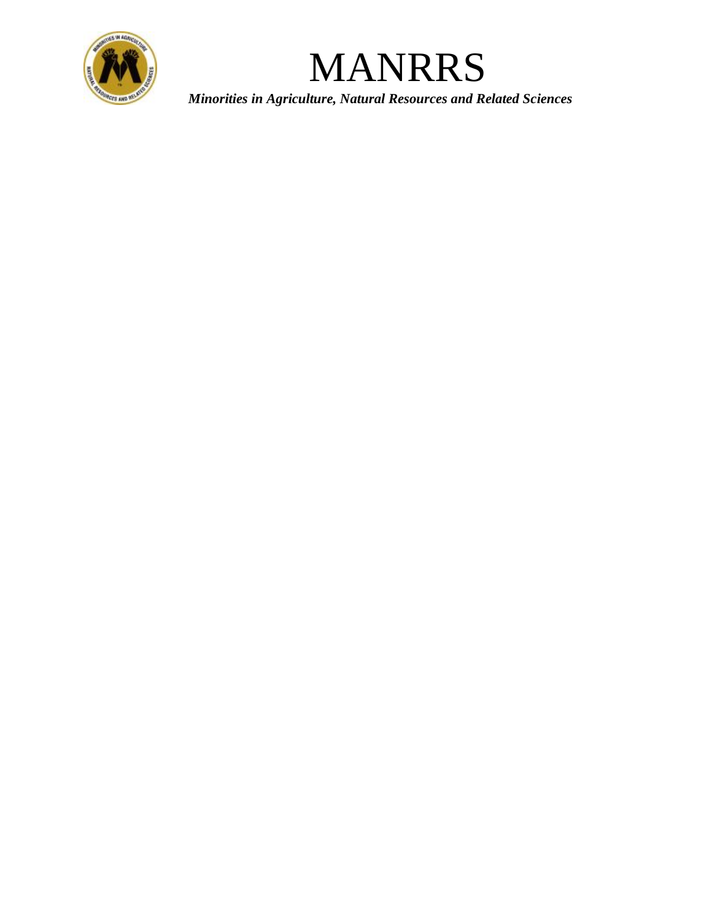# MANRRS

***Minorities in Agriculture, Natural Resources and Related Sciences***